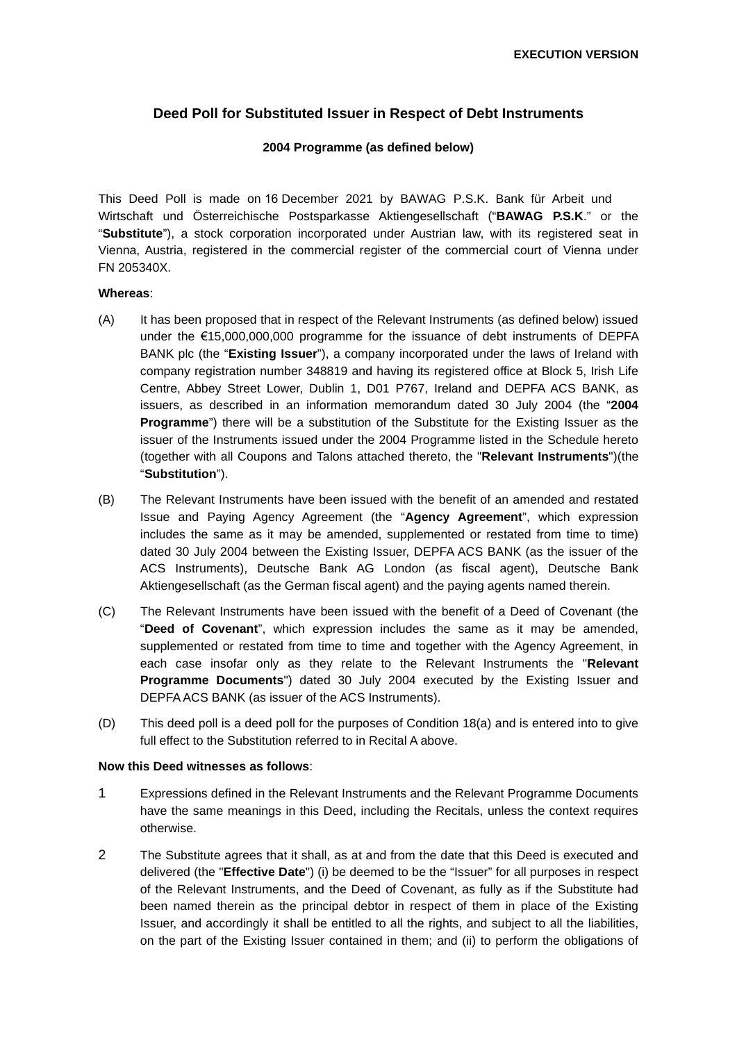**EXECUTION VERSION**

# Deed Poll for Substituted Issuer in Respect of Debt Instruments

**2004 Programme (as defined below)**

This Deed Poll is made on 16 December 2021 by BAWAG P.S.K. Bank für Arbeit und Wirtschaft und Österreichische Postsparkasse Aktiengesellschaft ("**BAWAG P.S.K**." or the "**Substitute**"), a stock corporation incorporated under Austrian law, with its registered seat in Vienna, Austria, registered in the commercial register of the commercial court of Vienna under FN 205340X.

**Whereas**:

(A) It has been proposed that in respect of the Relevant Instruments (as defined below) issued under the €15,000,000,000 programme for the issuance of debt instruments of DEPFA BANK plc (the "**Existing Issuer**"), a company incorporated under the laws of Ireland with company registration number 348819 and having its registered office at Block 5, Irish Life Centre, Abbey Street Lower, Dublin 1, D01 P767, Ireland and DEPFA ACS BANK, as issuers, as described in an information memorandum dated 30 July 2004 (the "**2004 Programme**") there will be a substitution of the Substitute for the Existing Issuer as the issuer of the Instruments issued under the 2004 Programme listed in the Schedule hereto (together with all Coupons and Talons attached thereto, the "**Relevant Instruments**")(the "**Substitution**").

(B) The Relevant Instruments have been issued with the benefit of an amended and restated Issue and Paying Agency Agreement (the "**Agency Agreement**", which expression includes the same as it may be amended, supplemented or restated from time to time) dated 30 July 2004 between the Existing Issuer, DEPFA ACS BANK (as the issuer of the ACS Instruments), Deutsche Bank AG London (as fiscal agent), Deutsche Bank Aktiengesellschaft (as the German fiscal agent) and the paying agents named therein.

(C) The Relevant Instruments have been issued with the benefit of a Deed of Covenant (the "**Deed of Covenant**", which expression includes the same as it may be amended, supplemented or restated from time to time and together with the Agency Agreement, in each case insofar only as they relate to the Relevant Instruments the "**Relevant Programme Documents**") dated 30 July 2004 executed by the Existing Issuer and DEPFA ACS BANK (as issuer of the ACS Instruments).

(D) This deed poll is a deed poll for the purposes of Condition 18(a) and is entered into to give full effect to the Substitution referred to in Recital A above.

**Now this Deed witnesses as follows**:

1 Expressions defined in the Relevant Instruments and the Relevant Programme Documents have the same meanings in this Deed, including the Recitals, unless the context requires otherwise.

2 The Substitute agrees that it shall, as at and from the date that this Deed is executed and delivered (the "**Effective Date**") (i) be deemed to be the "Issuer" for all purposes in respect of the Relevant Instruments, and the Deed of Covenant, as fully as if the Substitute had been named therein as the principal debtor in respect of them in place of the Existing Issuer, and accordingly it shall be entitled to all the rights, and subject to all the liabilities, on the part of the Existing Issuer contained in them; and (ii) to perform the obligations of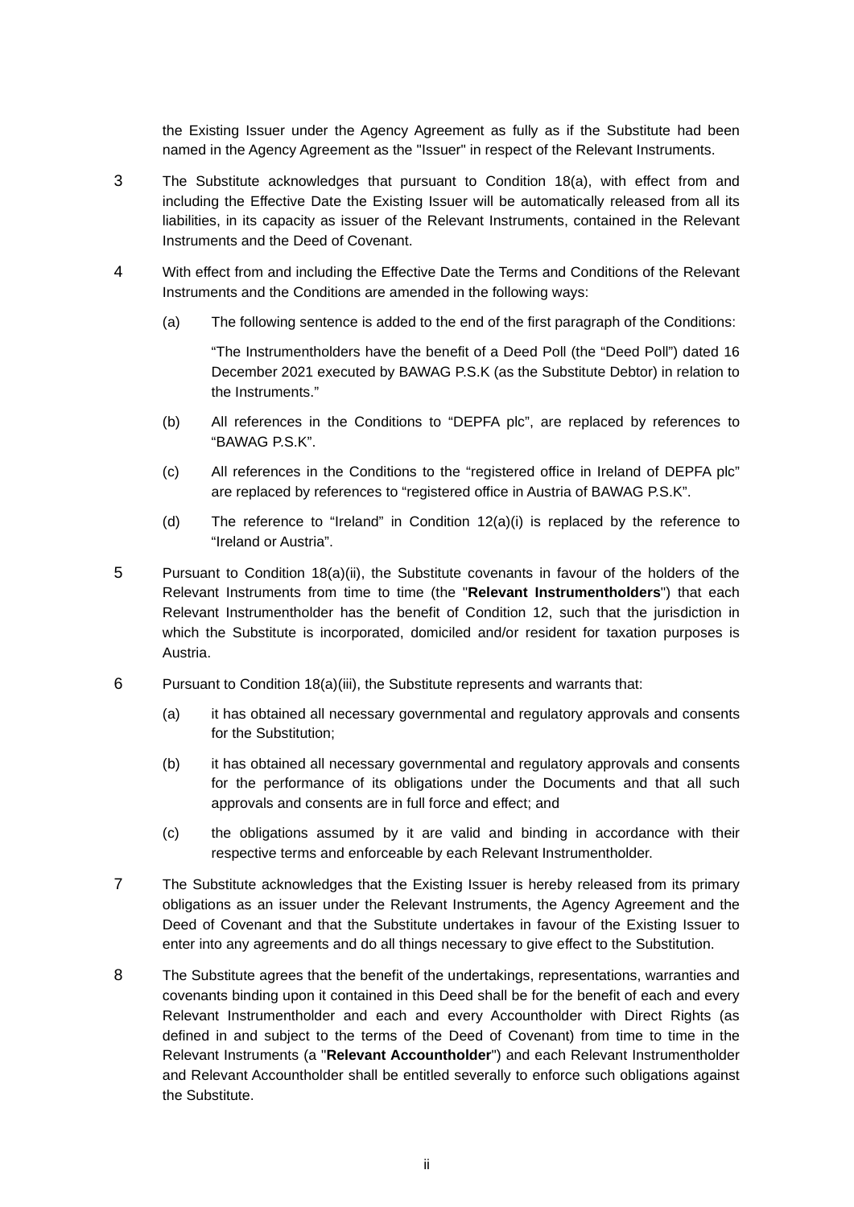the Existing Issuer under the Agency Agreement as fully as if the Substitute had been named in the Agency Agreement as the "Issuer" in respect of the Relevant Instruments.

3 The Substitute acknowledges that pursuant to Condition 18(a), with effect from and including the Effective Date the Existing Issuer will be automatically released from all its liabilities, in its capacity as issuer of the Relevant Instruments, contained in the Relevant Instruments and the Deed of Covenant.

4 With effect from and including the Effective Date the Terms and Conditions of the Relevant Instruments and the Conditions are amended in the following ways:

(a) The following sentence is added to the end of the first paragraph of the Conditions:

"The Instrumentholders have the benefit of a Deed Poll (the "Deed Poll") dated 16 December 2021 executed by BAWAG P.S.K (as the Substitute Debtor) in relation to the Instruments."

(b) All references in the Conditions to "DEPFA plc", are replaced by references to "BAWAG P.S.K".

(c) All references in the Conditions to the "registered office in Ireland of DEPFA plc" are replaced by references to "registered office in Austria of BAWAG P.S.K".

(d) The reference to "Ireland" in Condition 12(a)(i) is replaced by the reference to "Ireland or Austria".

5 Pursuant to Condition 18(a)(ii), the Substitute covenants in favour of the holders of the Relevant Instruments from time to time (the "**Relevant Instrumentholders**") that each Relevant Instrumentholder has the benefit of Condition 12, such that the jurisdiction in which the Substitute is incorporated, domiciled and/or resident for taxation purposes is Austria.

6 Pursuant to Condition 18(a)(iii), the Substitute represents and warrants that:

(a) it has obtained all necessary governmental and regulatory approvals and consents for the Substitution;

(b) it has obtained all necessary governmental and regulatory approvals and consents for the performance of its obligations under the Documents and that all such approvals and consents are in full force and effect; and

(c) the obligations assumed by it are valid and binding in accordance with their respective terms and enforceable by each Relevant Instrumentholder.

7 The Substitute acknowledges that the Existing Issuer is hereby released from its primary obligations as an issuer under the Relevant Instruments, the Agency Agreement and the Deed of Covenant and that the Substitute undertakes in favour of the Existing Issuer to enter into any agreements and do all things necessary to give effect to the Substitution.

8 The Substitute agrees that the benefit of the undertakings, representations, warranties and covenants binding upon it contained in this Deed shall be for the benefit of each and every Relevant Instrumentholder and each and every Accountholder with Direct Rights (as defined in and subject to the terms of the Deed of Covenant) from time to time in the Relevant Instruments (a "**Relevant Accountholder**") and each Relevant Instrumentholder and Relevant Accountholder shall be entitled severally to enforce such obligations against the Substitute.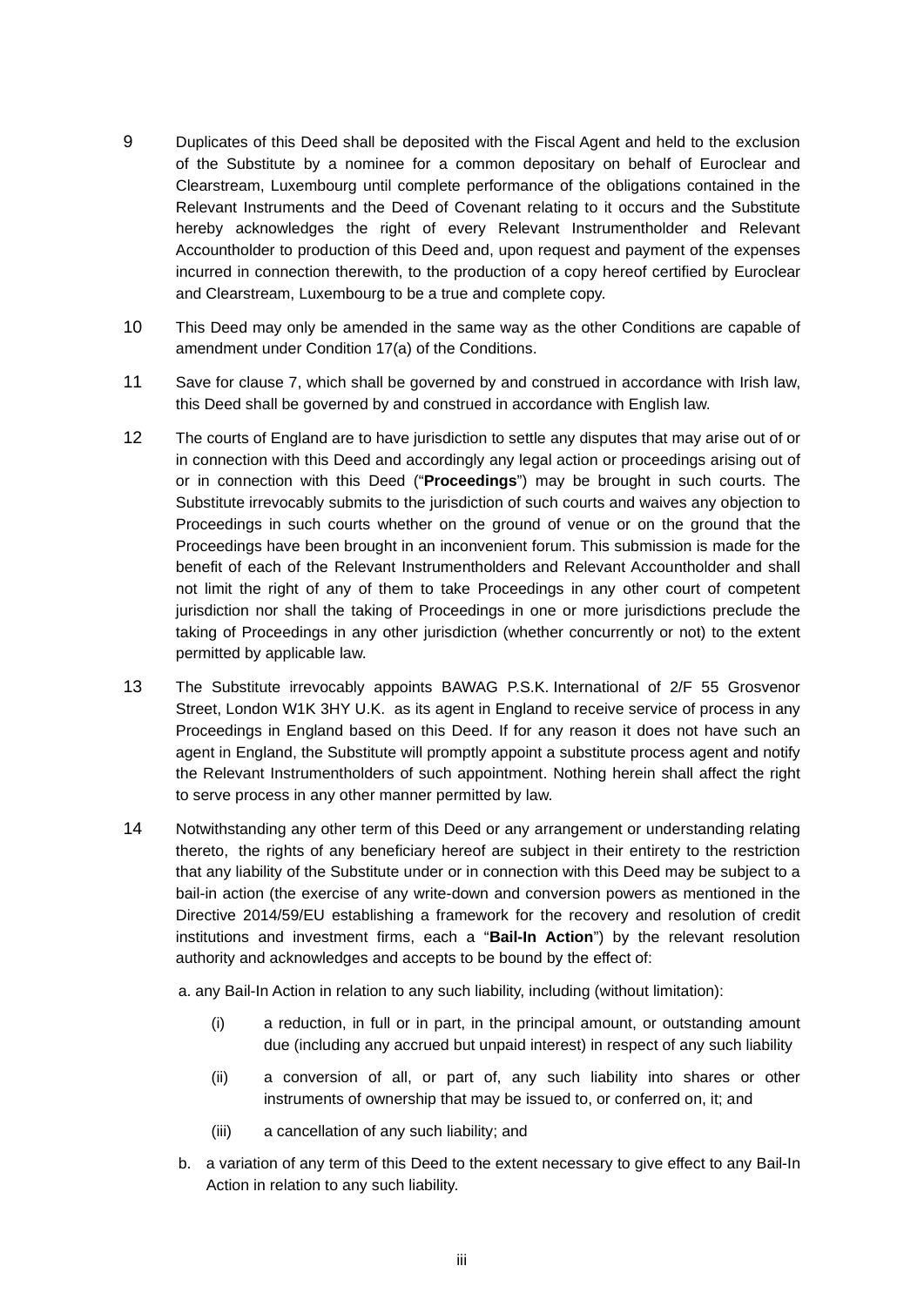9 Duplicates of this Deed shall be deposited with the Fiscal Agent and held to the exclusion of the Substitute by a nominee for a common depositary on behalf of Euroclear and Clearstream, Luxembourg until complete performance of the obligations contained in the Relevant Instruments and the Deed of Covenant relating to it occurs and the Substitute hereby acknowledges the right of every Relevant Instrumentholder and Relevant Accountholder to production of this Deed and, upon request and payment of the expenses incurred in connection therewith, to the production of a copy hereof certified by Euroclear and Clearstream, Luxembourg to be a true and complete copy.

10 This Deed may only be amended in the same way as the other Conditions are capable of amendment under Condition 17(a) of the Conditions.

11 Save for clause 7, which shall be governed by and construed in accordance with Irish law, this Deed shall be governed by and construed in accordance with English law.

12 The courts of England are to have jurisdiction to settle any disputes that may arise out of or in connection with this Deed and accordingly any legal action or proceedings arising out of or in connection with this Deed ("**Proceedings**") may be brought in such courts. The Substitute irrevocably submits to the jurisdiction of such courts and waives any objection to Proceedings in such courts whether on the ground of venue or on the ground that the Proceedings have been brought in an inconvenient forum. This submission is made for the benefit of each of the Relevant Instrumentholders and Relevant Accountholder and shall not limit the right of any of them to take Proceedings in any other court of competent jurisdiction nor shall the taking of Proceedings in one or more jurisdictions preclude the taking of Proceedings in any other jurisdiction (whether concurrently or not) to the extent permitted by applicable law.

13 The Substitute irrevocably appoints BAWAG P.S.K. International of 2/F 55 Grosvenor Street, London W1K 3HY U.K. as its agent in England to receive service of process in any Proceedings in England based on this Deed. If for any reason it does not have such an agent in England, the Substitute will promptly appoint a substitute process agent and notify the Relevant Instrumentholders of such appointment. Nothing herein shall affect the right to serve process in any other manner permitted by law.

14 Notwithstanding any other term of this Deed or any arrangement or understanding relating thereto, the rights of any beneficiary hereof are subject in their entirety to the restriction that any liability of the Substitute under or in connection with this Deed may be subject to a bail-in action (the exercise of any write-down and conversion powers as mentioned in the Directive 2014/59/EU establishing a framework for the recovery and resolution of credit institutions and investment firms, each a "**Bail-In Action**") by the relevant resolution authority and acknowledges and accepts to be bound by the effect of:

a. any Bail-In Action in relation to any such liability, including (without limitation):

   (i) a reduction, in full or in part, in the principal amount, or outstanding amount due (including any accrued but unpaid interest) in respect of any such liability

   (ii) a conversion of all, or part of, any such liability into shares or other instruments of ownership that may be issued to, or conferred on, it; and

   (iii) a cancellation of any such liability; and

b. a variation of any term of this Deed to the extent necessary to give effect to any Bail-In Action in relation to any such liability.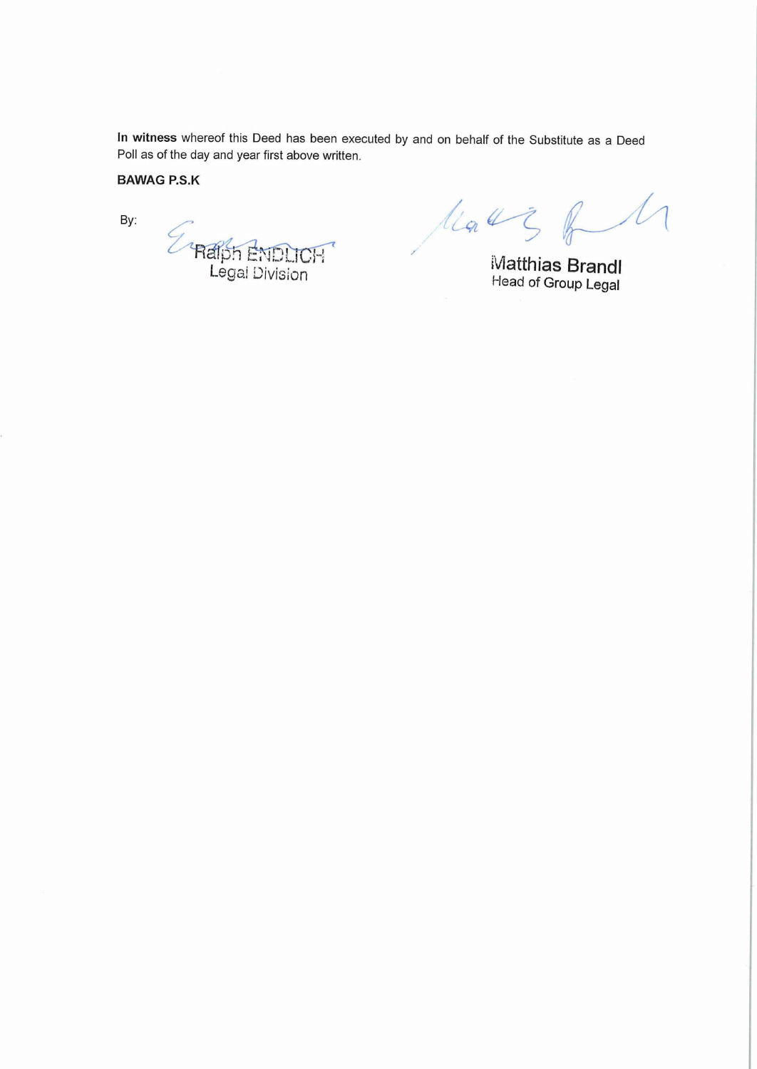**In witness** whereof this Deed has been executed by and on behalf of the Substitute as a Deed Poll as of the day and year first above written.

**BAWAG P.S.K**

By:

Ralph ENDLICH
Legal Division

Matthias Brandl
Head of Group Legal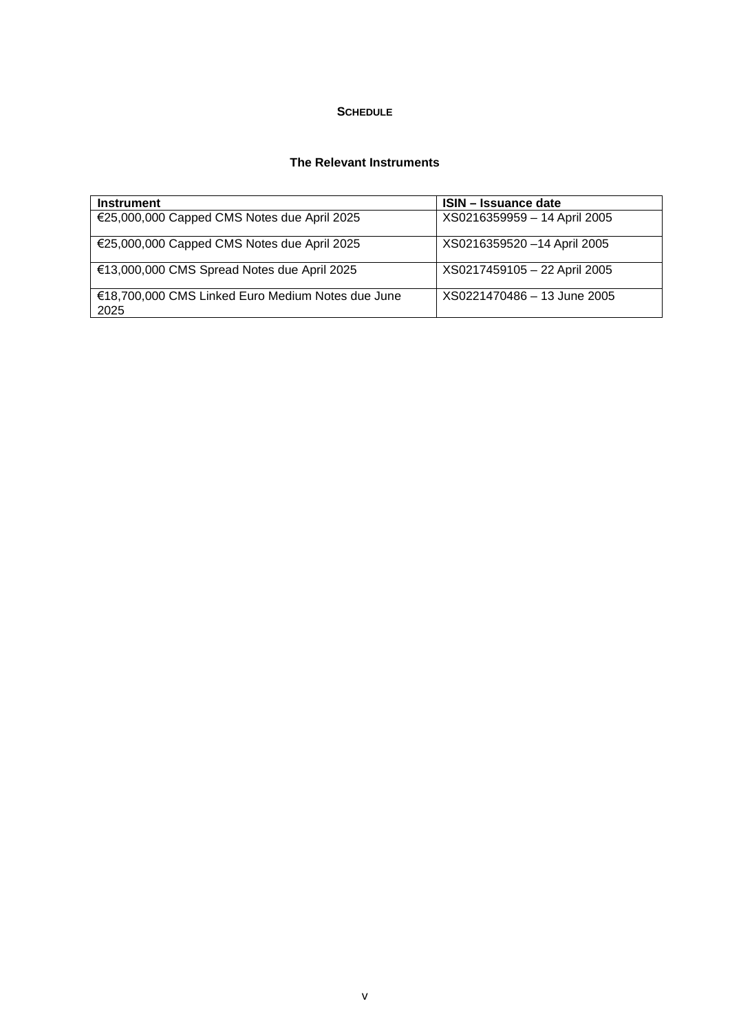## SCHEDULE

### The Relevant Instruments

| Instrument | ISIN – Issuance date |
| --- | --- |
| €25,000,000 Capped CMS Notes due April 2025 | XS0216359959 – 14 April 2005 |
| €25,000,000 Capped CMS Notes due April 2025 | XS0216359520 –14 April 2005 |
| €13,000,000 CMS Spread Notes due April 2025 | XS0217459105 – 22 April 2005 |
| €18,700,000 CMS Linked Euro Medium Notes due June 2025 | XS0221470486 – 13 June 2005 |